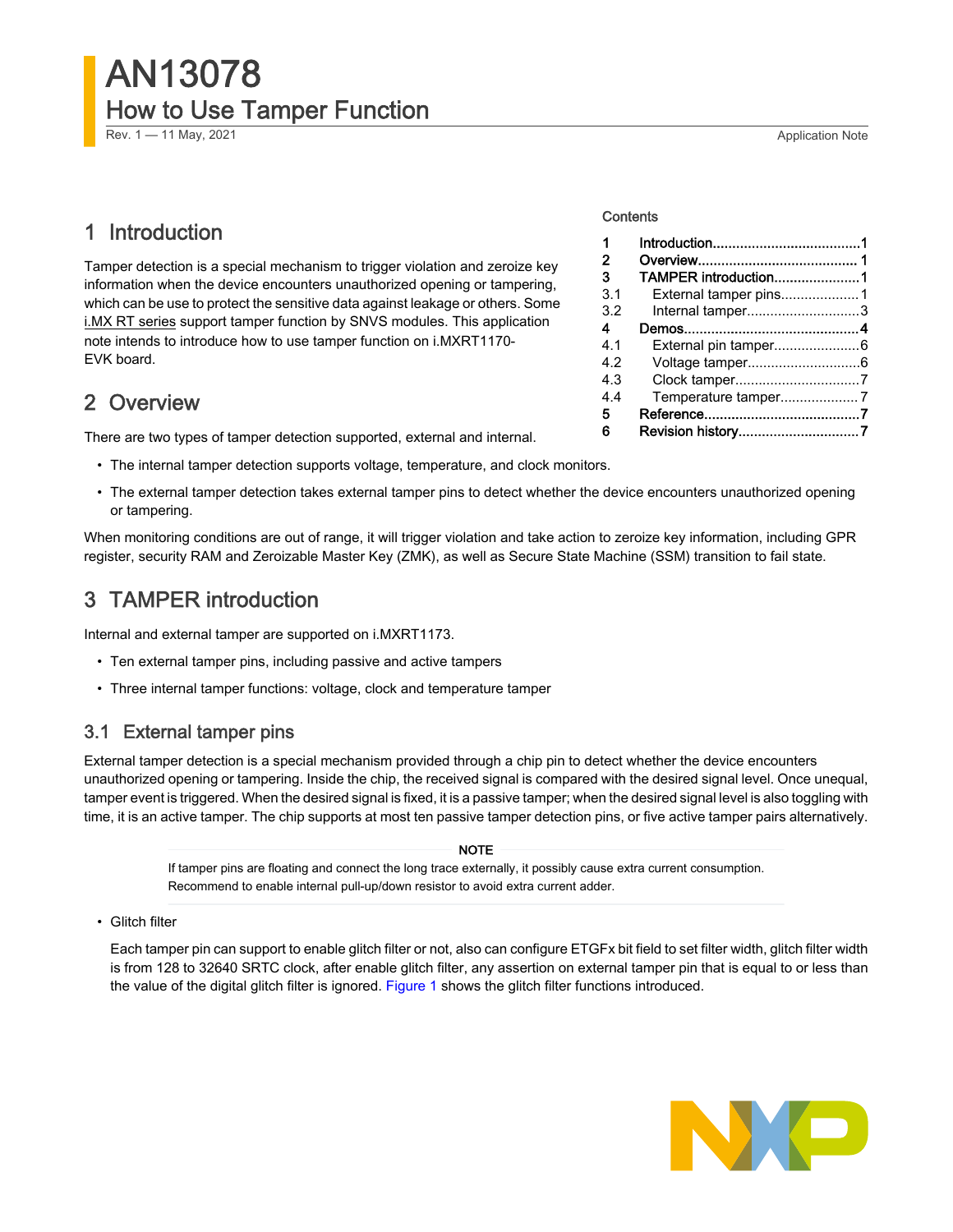# AN13078

## How to Use Tamper Function

Rev. 1 — 11 May, 2021 Application Note

Contents

| | | |
|---|---|---|
| 1 | Introduction | 1 |
| 2 | Overview | 1 |
| 3 | TAMPER introduction | 1 |
| 3.1 | External tamper pins | 1 |
| 3.2 | Internal tamper | 3 |
| 4 | Demos | 4 |
| 4.1 | External pin tamper | 6 |
| 4.2 | Voltage tamper | 6 |
| 4.3 | Clock tamper | 7 |
| 4.4 | Temperature tamper | 7 |
| 5 | Reference | 7 |
| 6 | Revision history | 7 |

## 1 Introduction

Tamper detection is a special mechanism to trigger violation and zeroize key information when the device encounters unauthorized opening or tampering, which can be use to protect the sensitive data against leakage or others. Some i.MX RT series support tamper function by SNVS modules. This application note intends to introduce how to use tamper function on i.MXRT1170-EVK board.

## 2 Overview

There are two types of tamper detection supported, external and internal.

- The internal tamper detection supports voltage, temperature, and clock monitors.
- The external tamper detection takes external tamper pins to detect whether the device encounters unauthorized opening or tampering.

When monitoring conditions are out of range, it will trigger violation and take action to zeroize key information, including GPR register, security RAM and Zeroizable Master Key (ZMK), as well as Secure State Machine (SSM) transition to fail state.

## 3 TAMPER introduction

Internal and external tamper are supported on i.MXRT1173.

- Ten external tamper pins, including passive and active tampers
- Three internal tamper functions: voltage, clock and temperature tamper

### 3.1 External tamper pins

External tamper detection is a special mechanism provided through a chip pin to detect whether the device encounters unauthorized opening or tampering. Inside the chip, the received signal is compared with the desired signal level. Once unequal, tamper event is triggered. When the desired signal is fixed, it is a passive tamper; when the desired signal level is also toggling with time, it is an active tamper. The chip supports at most ten passive tamper detection pins, or five active tamper pairs alternatively.

**NOTE**

If tamper pins are floating and connect the long trace externally, it possibly cause extra current consumption. Recommend to enable internal pull-up/down resistor to avoid extra current adder.

- Glitch filter

  Each tamper pin can support to enable glitch filter or not, also can configure ETGFx bit field to set filter width, glitch filter width is from 128 to 32640 SRTC clock, after enable glitch filter, any assertion on external tamper pin that is equal to or less than the value of the digital glitch filter is ignored. Figure 1 shows the glitch filter functions introduced.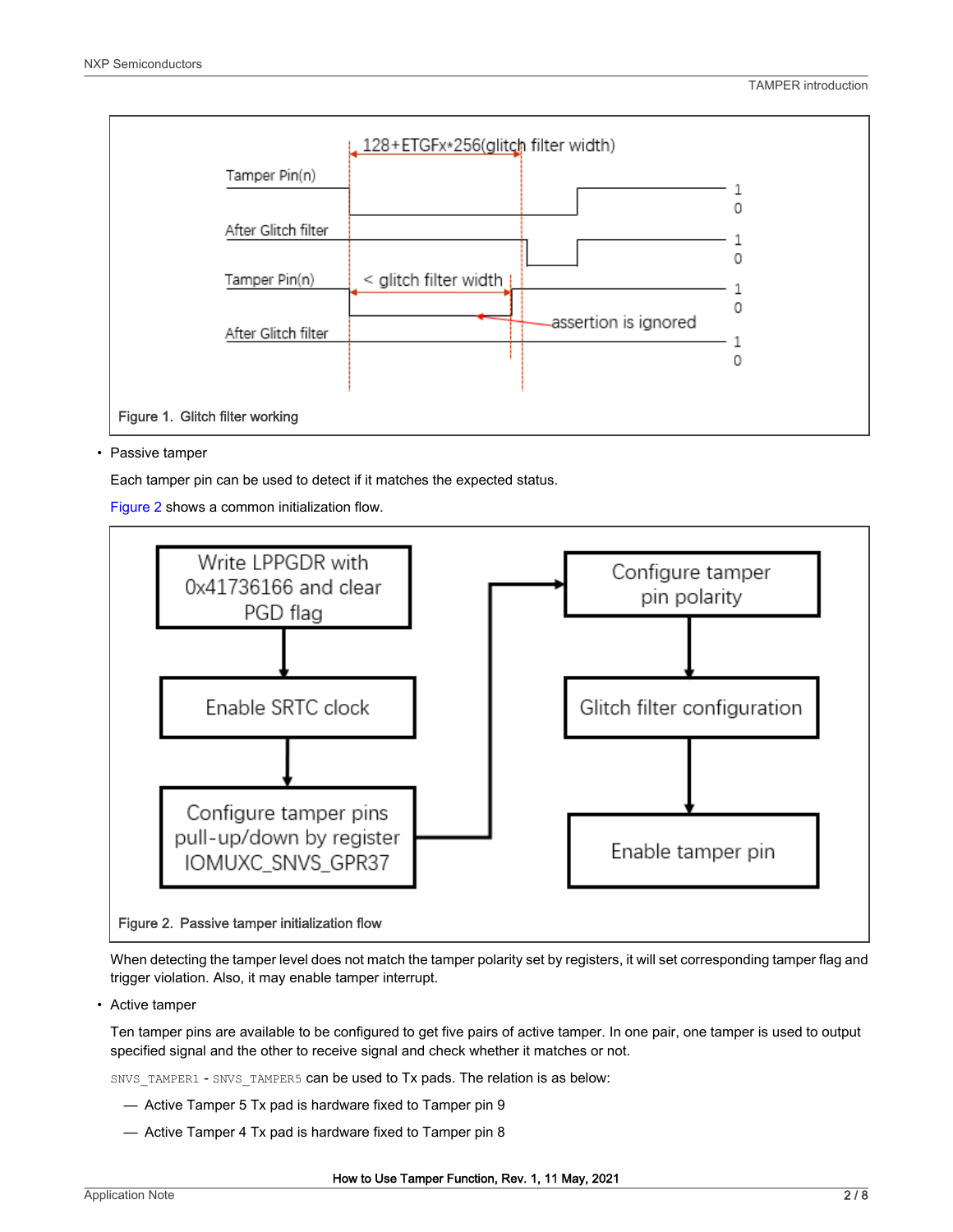Figure 1. Glitch filter working

- Passive tamper

  Each tamper pin can be used to detect if it matches the expected status.

  Figure 2 shows a common initialization flow.

Figure 2. Passive tamper initialization flow

  When detecting the tamper level does not match the tamper polarity set by registers, it will set corresponding tamper flag and trigger violation. Also, it may enable tamper interrupt.

- Active tamper

  Ten tamper pins are available to be configured to get five pairs of active tamper. In one pair, one tamper is used to output specified signal and the other to receive signal and check whether it matches or not.

  `SNVS_TAMPER1` - `SNVS_TAMPER5` can be used to Tx pads. The relation is as below:

  — Active Tamper 5 Tx pad is hardware fixed to Tamper pin 9

  — Active Tamper 4 Tx pad is hardware fixed to Tamper pin 8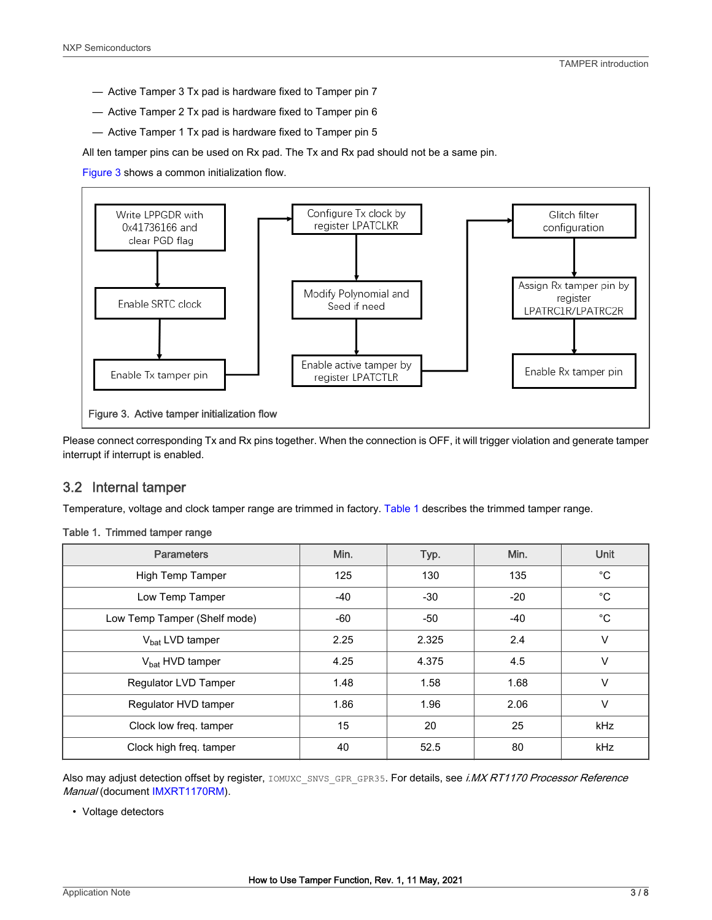— Active Tamper 3 Tx pad is hardware fixed to Tamper pin 7

— Active Tamper 2 Tx pad is hardware fixed to Tamper pin 6

— Active Tamper 1 Tx pad is hardware fixed to Tamper pin 5

All ten tamper pins can be used on Rx pad. The Tx and Rx pad should not be a same pin.

Figure 3 shows a common initialization flow.

Write LPPGDR with 0x41736166 and clear PGD flag → Enable SRTC clock → Enable Tx tamper pin → Configure Tx clock by register LPATCLKR → Modify Polynomial and Seed if need → Enable active tamper by register LPATCTLR → Glitch filter configuration → Assign Rx tamper pin by register LPATRC1R/LPATRC2R → Enable Rx tamper pin

Figure 3. Active tamper initialization flow

Please connect corresponding Tx and Rx pins together. When the connection is OFF, it will trigger violation and generate tamper interrupt if interrupt is enabled.

## 3.2 Internal tamper

Temperature, voltage and clock tamper range are trimmed in factory. Table 1 describes the trimmed tamper range.

Table 1. Trimmed tamper range

| Parameters | Min. | Typ. | Min. | Unit |
|---|---|---|---|---|
| High Temp Tamper | 125 | 130 | 135 | °C |
| Low Temp Tamper | -40 | -30 | -20 | °C |
| Low Temp Tamper (Shelf mode) | -60 | -50 | -40 | °C |
| $V_{bat}$ LVD tamper | 2.25 | 2.325 | 2.4 | V |
| $V_{bat}$ HVD tamper | 4.25 | 4.375 | 4.5 | V |
| Regulator LVD Tamper | 1.48 | 1.58 | 1.68 | V |
| Regulator HVD tamper | 1.86 | 1.96 | 2.06 | V |
| Clock low freq. tamper | 15 | 20 | 25 | kHz |
| Clock high freq. tamper | 40 | 52.5 | 80 | kHz |

Also may adjust detection offset by register, `IOMUXC_SNVS_GPR_GPR35`. For details, see *i.MX RT1170 Processor Reference Manual* (document IMXRT1170RM).

- Voltage detectors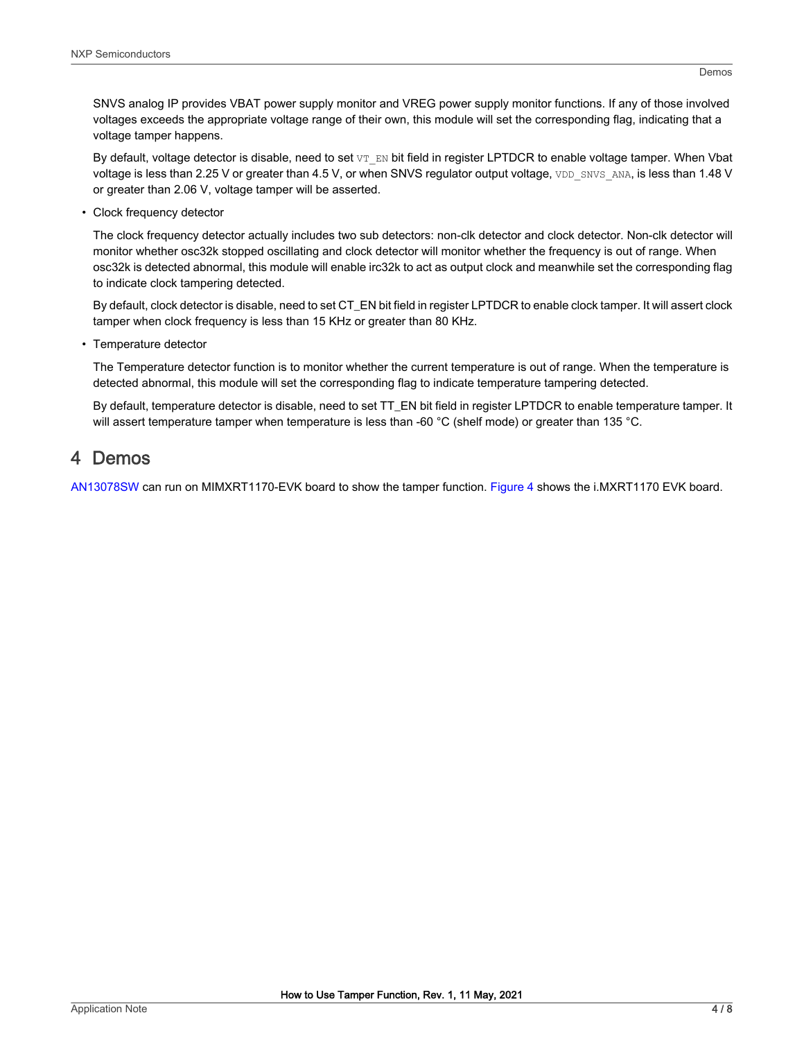SNVS analog IP provides VBAT power supply monitor and VREG power supply monitor functions. If any of those involved voltages exceeds the appropriate voltage range of their own, this module will set the corresponding flag, indicating that a voltage tamper happens.

By default, voltage detector is disable, need to set `VT_EN` bit field in register LPTDCR to enable voltage tamper. When Vbat voltage is less than 2.25 V or greater than 4.5 V, or when SNVS regulator output voltage, `VDD_SNVS_ANA`, is less than 1.48 V or greater than 2.06 V, voltage tamper will be asserted.

- Clock frequency detector

  The clock frequency detector actually includes two sub detectors: non-clk detector and clock detector. Non-clk detector will monitor whether osc32k stopped oscillating and clock detector will monitor whether the frequency is out of range. When osc32k is detected abnormal, this module will enable irc32k to act as output clock and meanwhile set the corresponding flag to indicate clock tampering detected.

  By default, clock detector is disable, need to set CT_EN bit field in register LPTDCR to enable clock tamper. It will assert clock tamper when clock frequency is less than 15 KHz or greater than 80 KHz.

- Temperature detector

  The Temperature detector function is to monitor whether the current temperature is out of range. When the temperature is detected abnormal, this module will set the corresponding flag to indicate temperature tampering detected.

  By default, temperature detector is disable, need to set TT_EN bit field in register LPTDCR to enable temperature tamper. It will assert temperature tamper when temperature is less than -60 °C (shelf mode) or greater than 135 °C.

# 4 Demos

AN13078SW can run on MIMXRT1170-EVK board to show the tamper function. Figure 4 shows the i.MXRT1170 EVK board.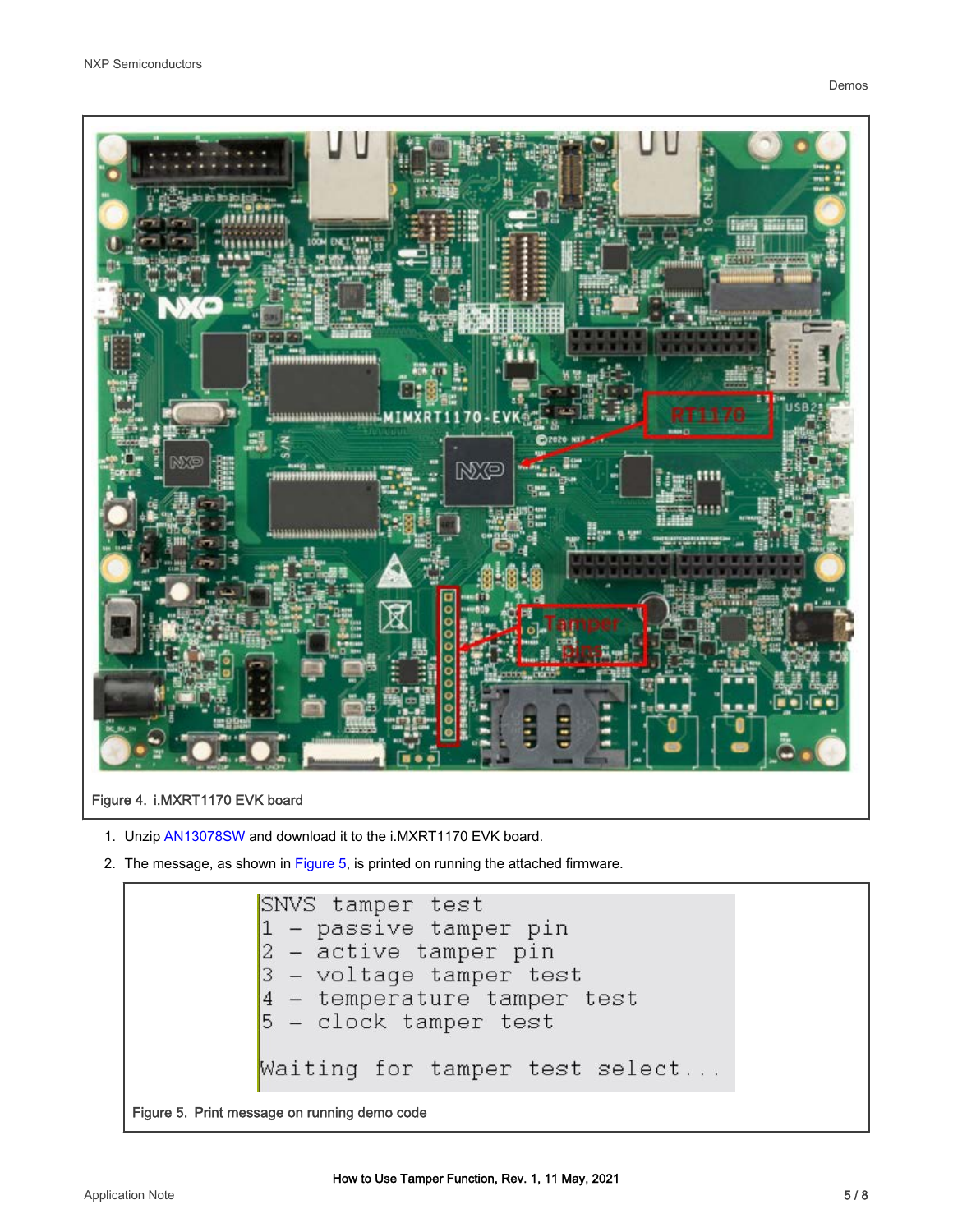Figure 4. i.MXRT1170 EVK board

1. Unzip AN13078SW and download it to the i.MXRT1170 EVK board.
2. The message, as shown in Figure 5, is printed on running the attached firmware.

```
SNVS tamper test
1 – passive tamper pin
2 – active tamper pin
3 – voltage tamper test
4 – temperature tamper test
5 – clock tamper test

Waiting for tamper test select...
```

Figure 5. Print message on running demo code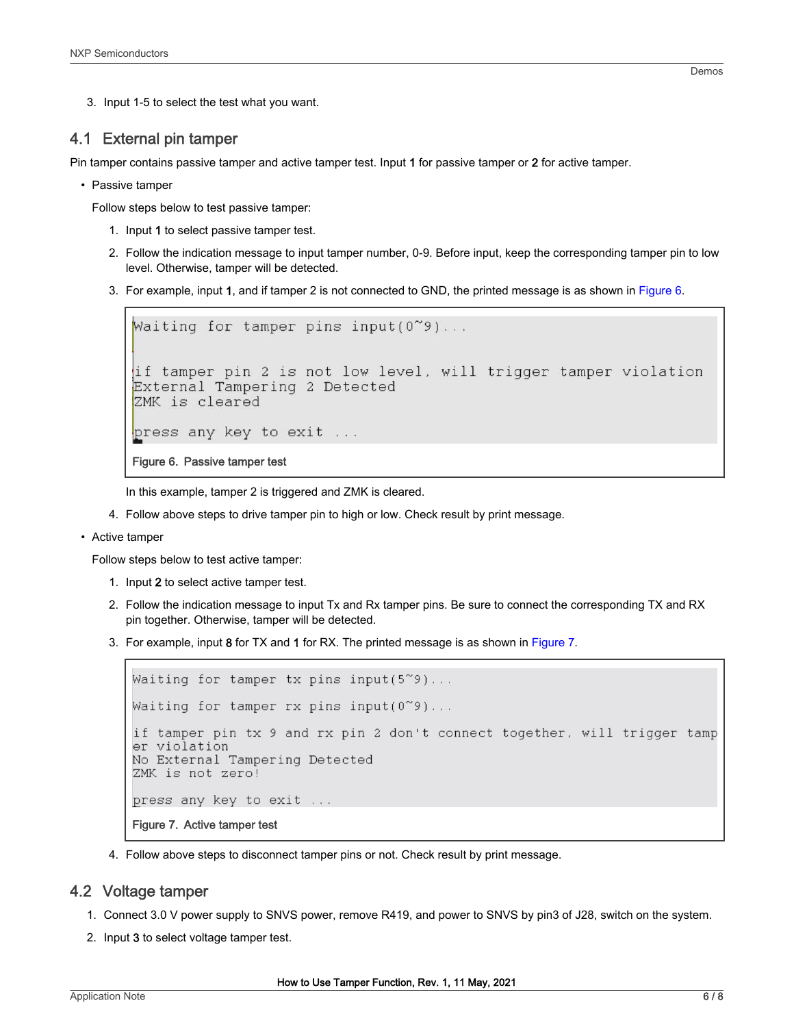3. Input 1-5 to select the test what you want.

## 4.1 External pin tamper

Pin tamper contains passive tamper and active tamper test. Input **1** for passive tamper or **2** for active tamper.

- Passive tamper

  Follow steps below to test passive tamper:

  1. Input **1** to select passive tamper test.
  2. Follow the indication message to input tamper number, 0-9. Before input, keep the corresponding tamper pin to low level. Otherwise, tamper will be detected.
  3. For example, input **1**, and if tamper 2 is not connected to GND, the printed message is as shown in Figure 6.

```
Waiting for tamper pins input(0~9)...

if tamper pin 2 is not low level, will trigger tamper violation
External Tampering 2 Detected
ZMK is cleared

press any key to exit ...
```

**Figure 6. Passive tamper test**

  In this example, tamper 2 is triggered and ZMK is cleared.

  4. Follow above steps to drive tamper pin to high or low. Check result by print message.

- Active tamper

  Follow steps below to test active tamper:

  1. Input **2** to select active tamper test.
  2. Follow the indication message to input Tx and Rx tamper pins. Be sure to connect the corresponding TX and RX pin together. Otherwise, tamper will be detected.
  3. For example, input **8** for TX and **1** for RX. The printed message is as shown in Figure 7.

```
Waiting for tamper tx pins input(5~9)...

Waiting for tamper rx pins input(0~9)...

if tamper pin tx 9 and rx pin 2 don't connect together, will trigger tamp
er violation
No External Tampering Detected
ZMK is not zero!

press any key to exit ...
```

**Figure 7. Active tamper test**

  4. Follow above steps to disconnect tamper pins or not. Check result by print message.

## 4.2 Voltage tamper

1. Connect 3.0 V power supply to SNVS power, remove R419, and power to SNVS by pin3 of J28, switch on the system.
2. Input **3** to select voltage tamper test.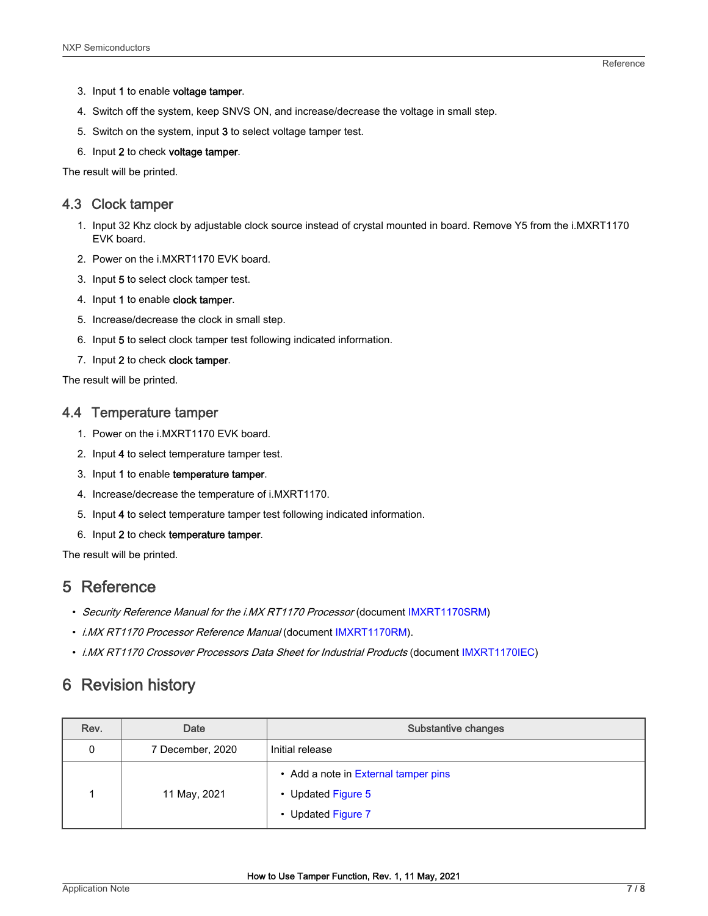3. Input **1** to enable **voltage tamper**.
4. Switch off the system, keep SNVS ON, and increase/decrease the voltage in small step.
5. Switch on the system, input **3** to select voltage tamper test.
6. Input **2** to check **voltage tamper**.

The result will be printed.

## 4.3 Clock tamper

1. Input 32 Khz clock by adjustable clock source instead of crystal mounted in board. Remove Y5 from the i.MXRT1170 EVK board.
2. Power on the i.MXRT1170 EVK board.
3. Input **5** to select clock tamper test.
4. Input **1** to enable **clock tamper**.
5. Increase/decrease the clock in small step.
6. Input **5** to select clock tamper test following indicated information.
7. Input **2** to check **clock tamper**.

The result will be printed.

## 4.4 Temperature tamper

1. Power on the i.MXRT1170 EVK board.
2. Input **4** to select temperature tamper test.
3. Input **1** to enable **temperature tamper**.
4. Increase/decrease the temperature of i.MXRT1170.
5. Input **4** to select temperature tamper test following indicated information.
6. Input **2** to check **temperature tamper**.

The result will be printed.

# 5 Reference

- *Security Reference Manual for the i.MX RT1170 Processor* (document IMXRT1170SRM)
- *i.MX RT1170 Processor Reference Manual* (document IMXRT1170RM).
- *i.MX RT1170 Crossover Processors Data Sheet for Industrial Products* (document IMXRT1170IEC)

# 6 Revision history

| Rev. | Date | Substantive changes |
| --- | --- | --- |
| 0 | 7 December, 2020 | Initial release |
| 1 | 11 May, 2021 | • Add a note in External tamper pins<br>• Updated Figure 5<br>• Updated Figure 7 |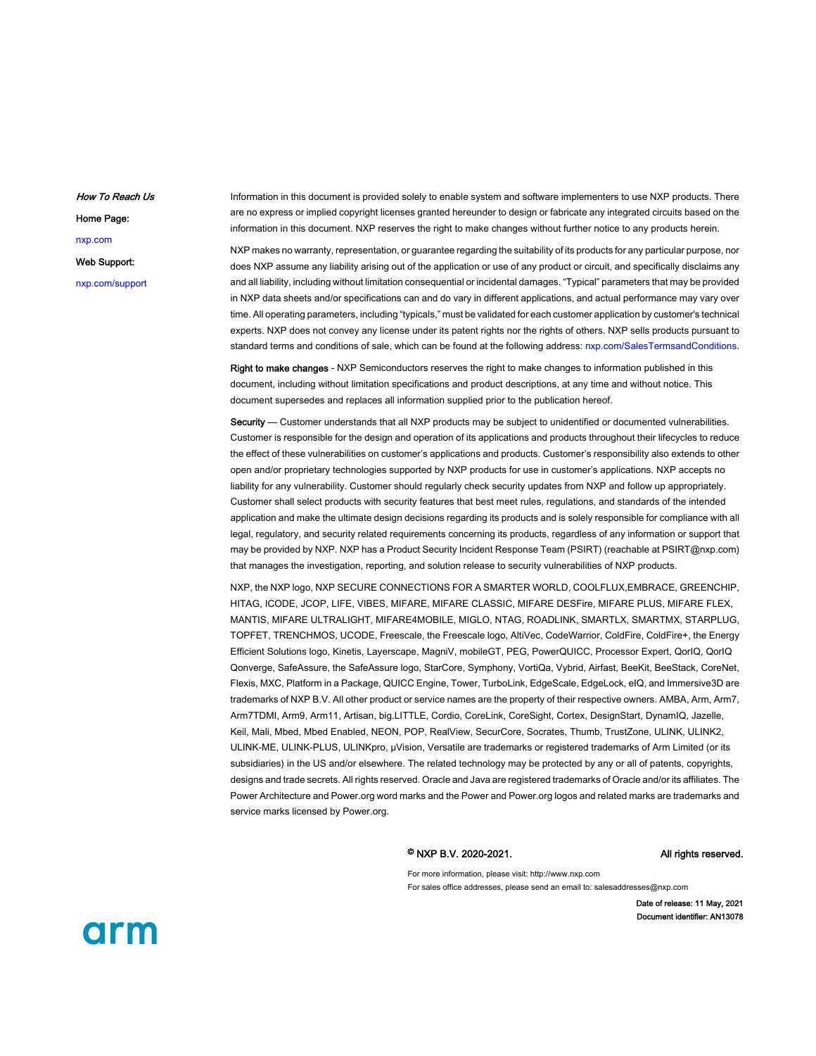*How To Reach Us*

**Home Page:**

nxp.com

**Web Support:**

nxp.com/support

Information in this document is provided solely to enable system and software implementers to use NXP products. There are no express or implied copyright licenses granted hereunder to design or fabricate any integrated circuits based on the information in this document. NXP reserves the right to make changes without further notice to any products herein.

NXP makes no warranty, representation, or guarantee regarding the suitability of its products for any particular purpose, nor does NXP assume any liability arising out of the application or use of any product or circuit, and specifically disclaims any and all liability, including without limitation consequential or incidental damages. "Typical" parameters that may be provided in NXP data sheets and/or specifications can and do vary in different applications, and actual performance may vary over time. All operating parameters, including "typicals," must be validated for each customer application by customer's technical experts. NXP does not convey any license under its patent rights nor the rights of others. NXP sells products pursuant to standard terms and conditions of sale, which can be found at the following address: nxp.com/SalesTermsandConditions.

**Right to make changes** - NXP Semiconductors reserves the right to make changes to information published in this document, including without limitation specifications and product descriptions, at any time and without notice. This document supersedes and replaces all information supplied prior to the publication hereof.

**Security** — Customer understands that all NXP products may be subject to unidentified or documented vulnerabilities. Customer is responsible for the design and operation of its applications and products throughout their lifecycles to reduce the effect of these vulnerabilities on customer's applications and products. Customer's responsibility also extends to other open and/or proprietary technologies supported by NXP products for use in customer's applications. NXP accepts no liability for any vulnerability. Customer should regularly check security updates from NXP and follow up appropriately. Customer shall select products with security features that best meet rules, regulations, and standards of the intended application and make the ultimate design decisions regarding its products and is solely responsible for compliance with all legal, regulatory, and security related requirements concerning its products, regardless of any information or support that may be provided by NXP. NXP has a Product Security Incident Response Team (PSIRT) (reachable at PSIRT@nxp.com) that manages the investigation, reporting, and solution release to security vulnerabilities of NXP products.

NXP, the NXP logo, NXP SECURE CONNECTIONS FOR A SMARTER WORLD, COOLFLUX,EMBRACE, GREENCHIP, HITAG, ICODE, JCOP, LIFE, VIBES, MIFARE, MIFARE CLASSIC, MIFARE DESFire, MIFARE PLUS, MIFARE FLEX, MANTIS, MIFARE ULTRALIGHT, MIFARE4MOBILE, MIGLO, NTAG, ROADLINK, SMARTLX, SMARTMX, STARPLUG, TOPFET, TRENCHMOS, UCODE, Freescale, the Freescale logo, AltiVec, CodeWarrior, ColdFire, ColdFire+, the Energy Efficient Solutions logo, Kinetis, Layerscape, MagniV, mobileGT, PEG, PowerQUICC, Processor Expert, QorIQ, QorIQ Qonverge, SafeAssure, the SafeAssure logo, StarCore, Symphony, VortiQa, Vybrid, Airfast, BeeKit, BeeStack, CoreNet, Flexis, MXC, Platform in a Package, QUICC Engine, Tower, TurboLink, EdgeScale, EdgeLock, eIQ, and Immersive3D are trademarks of NXP B.V. All other product or service names are the property of their respective owners. AMBA, Arm, Arm7, Arm7TDMI, Arm9, Arm11, Artisan, big.LITTLE, Cordio, CoreLink, CoreSight, Cortex, DesignStart, DynamIQ, Jazelle, Keil, Mali, Mbed, Mbed Enabled, NEON, POP, RealView, SecurCore, Socrates, Thumb, TrustZone, ULINK, ULINK2, ULINK-ME, ULINK-PLUS, ULINKpro, µVision, Versatile are trademarks or registered trademarks of Arm Limited (or its subsidiaries) in the US and/or elsewhere. The related technology may be protected by any or all of patents, copyrights, designs and trade secrets. All rights reserved. Oracle and Java are registered trademarks of Oracle and/or its affiliates. The Power Architecture and Power.org word marks and the Power and Power.org logos and related marks are trademarks and service marks licensed by Power.org.

**© NXP B.V. 2020-2021. All rights reserved.**

For more information, please visit: http://www.nxp.com

For sales office addresses, please send an email to: salesaddresses@nxp.com

**Date of release: 11 May, 2021**

**Document identifier: AN13078**

arm